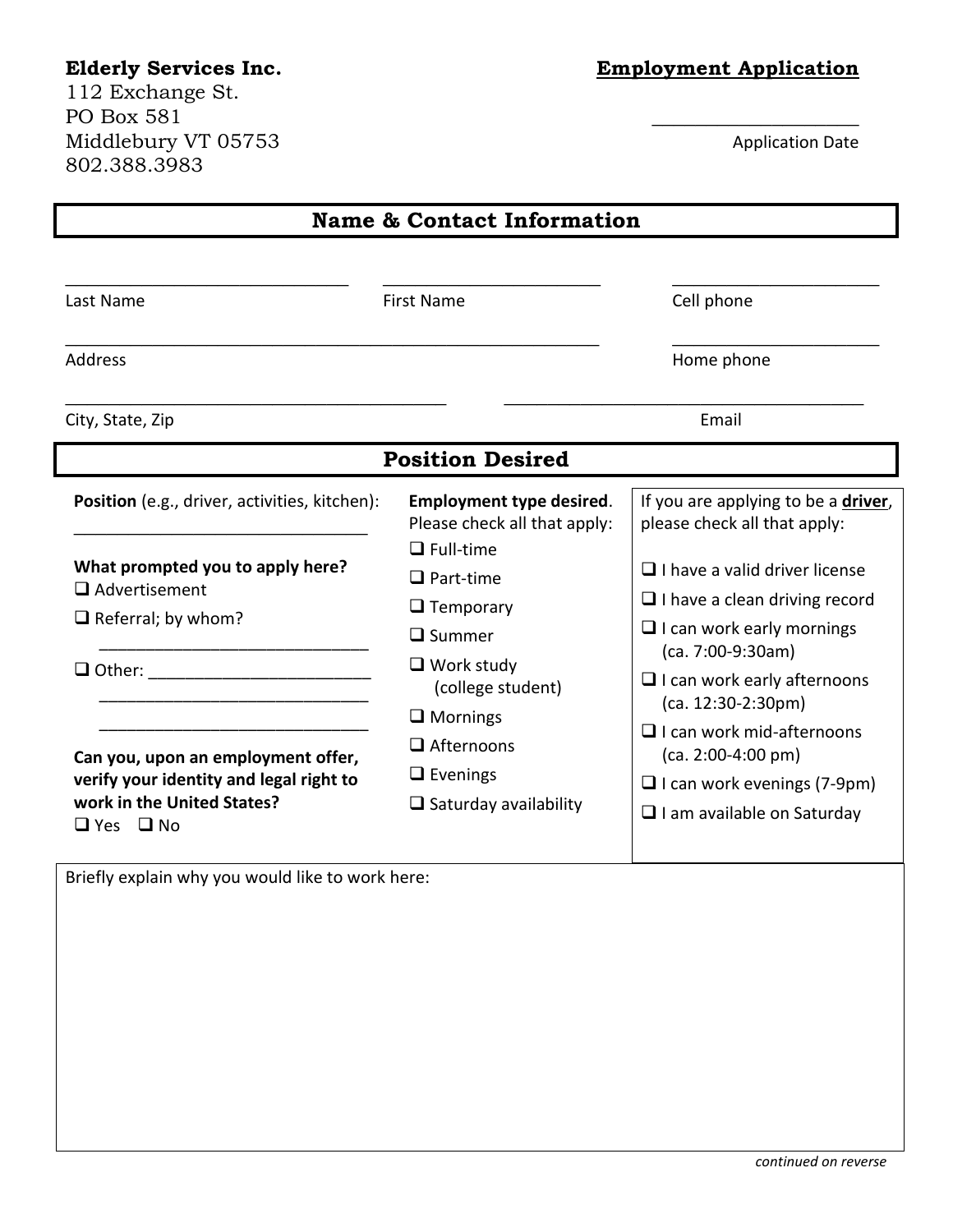**Elderly Services Inc.**
112 Exchange St.
PO Box 581
Middlebury VT 05753
802.388.3983

**Employment Application**

\_\_\_\_\_\_\_\_\_\_\_\_\_\_\_\_\_\_\_\_
Application Date

## Name & Contact Information

\_\_\_\_\_\_\_\_\_\_\_\_\_\_\_\_\_\_\_\_ Last Name

\_\_\_\_\_\_\_\_\_\_\_\_\_\_\_\_\_\_\_\_ First Name

\_\_\_\_\_\_\_\_\_\_\_\_\_\_\_\_\_\_\_\_ Cell phone

\_\_\_\_\_\_\_\_\_\_\_\_\_\_\_\_\_\_\_\_ Address

\_\_\_\_\_\_\_\_\_\_\_\_\_\_\_\_\_\_\_\_ Home phone

\_\_\_\_\_\_\_\_\_\_\_\_\_\_\_\_\_\_\_\_ City, State, Zip

\_\_\_\_\_\_\_\_\_\_\_\_\_\_\_\_\_\_\_\_ Email

## Position Desired

**Position** (e.g., driver, activities, kitchen): \_\_\_\_\_\_\_\_\_\_\_\_\_\_\_\_\_\_\_\_

**What prompted you to apply here?**

- ❑ Advertisement
- ❑ Referral; by whom? \_\_\_\_\_\_\_\_\_\_\_\_\_\_\_\_\_\_\_\_
- ❑ Other: \_\_\_\_\_\_\_\_\_\_\_\_\_\_\_\_\_\_\_\_

**Can you, upon an employment offer, verify your identity and legal right to work in the United States?**

❑ Yes ❑ No

**Employment type desired**. Please check all that apply:

- ❑ Full-time
- ❑ Part-time
- ❑ Temporary
- ❑ Summer
- ❑ Work study (college student)
- ❑ Mornings
- ❑ Afternoons
- ❑ Evenings
- ❑ Saturday availability

If you are applying to be a **driver**, please check all that apply:

- ❑ I have a valid driver license
- ❑ I have a clean driving record
- ❑ I can work early mornings (ca. 7:00-9:30am)
- ❑ I can work early afternoons (ca. 12:30-2:30pm)
- ❑ I can work mid-afternoons (ca. 2:00-4:00 pm)
- ❑ I can work evenings (7-9pm)
- ❑ I am available on Saturday

Briefly explain why you would like to work here:

*continued on reverse*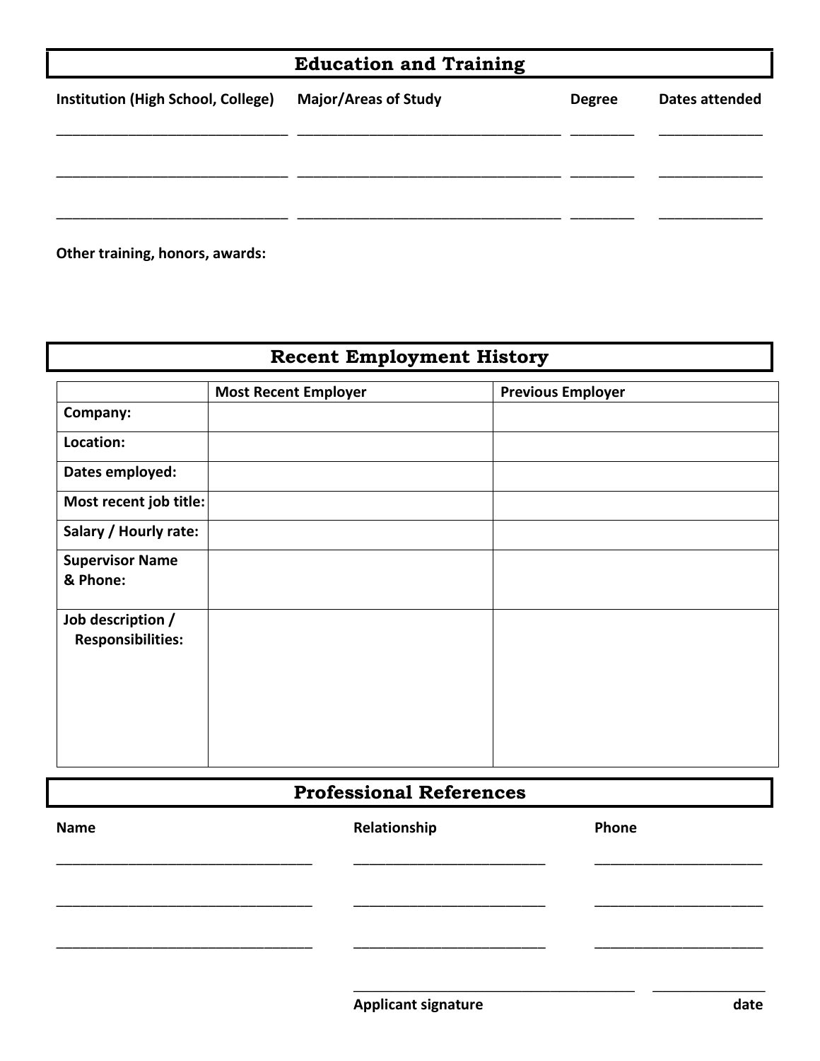## Education and Training

| Institution (High School, College) | Major/Areas of Study | Degree | Dates attended |
|---|---|---|---|
| | | | |
| | | | |
| | | | |

**Other training, honors, awards:**

## Recent Employment History

| | Most Recent Employer | Previous Employer |
|---|---|---|
| **Company:** | | |
| **Location:** | | |
| **Dates employed:** | | |
| **Most recent job title:** | | |
| **Salary / Hourly rate:** | | |
| **Supervisor Name & Phone:** | | |
| **Job description / Responsibilities:** | | |

## Professional References

| Name | Relationship | Phone |
|---|---|---|
| | | |
| | | |
| | | |

\_\_\_\_\_\_\_\_\_\_\_\_\_\_\_\_\_\_\_\_\_\_\_\_\_\_\_\_\_\_\_\_\_\_\_\_ \_\_\_\_\_\_\_\_\_\_\_\_\_\_\_

**Applicant signature** **date**